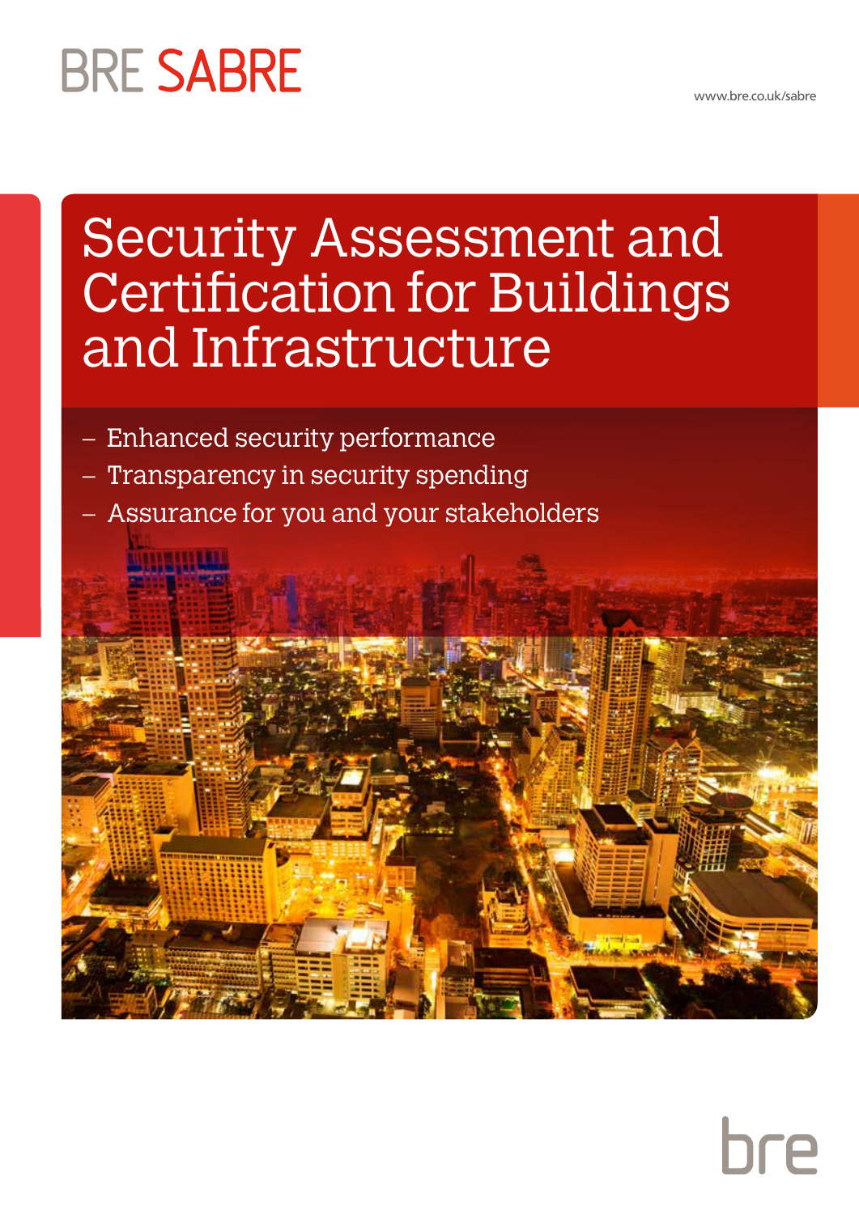BRE SABRE

www.bre.co.uk/sabre

# Security Assessment and Certification for Buildings and Infrastructure

- Enhanced security performance
- Transparency in security spending
- Assurance for you and your stakeholders

bre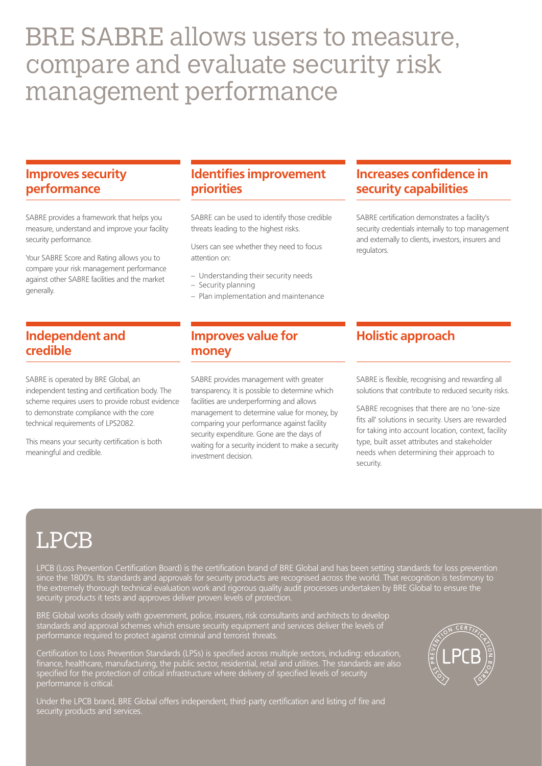# BRE SABRE allows users to measure, compare and evaluate security risk management performance

## Improves security performance

SABRE provides a framework that helps you measure, understand and improve your facility security performance.

Your SABRE Score and Rating allows you to compare your risk management performance against other SABRE facilities and the market generally.

## Identifies improvement priorities

SABRE can be used to identify those credible threats leading to the highest risks.

Users can see whether they need to focus attention on:

- Understanding their security needs
- Security planning
- Plan implementation and maintenance

## Increases confidence in security capabilities

SABRE certification demonstrates a facility's security credentials internally to top management and externally to clients, investors, insurers and regulators.

## Independent and credible

SABRE is operated by BRE Global, an independent testing and certification body. The scheme requires users to provide robust evidence to demonstrate compliance with the core technical requirements of LPS2082.

This means your security certification is both meaningful and credible.

## Improves value for money

SABRE provides management with greater transparency. It is possible to determine which facilities are underperforming and allows management to determine value for money, by comparing your performance against facility security expenditure. Gone are the days of waiting for a security incident to make a security investment decision.

## Holistic approach

SABRE is flexible, recognising and rewarding all solutions that contribute to reduced security risks.

SABRE recognises that there are no 'one-size fits all' solutions in security. Users are rewarded for taking into account location, context, facility type, built asset attributes and stakeholder needs when determining their approach to security.

# LPCB

LPCB (Loss Prevention Certification Board) is the certification brand of BRE Global and has been setting standards for loss prevention since the 1800's. Its standards and approvals for security products are recognised across the world. That recognition is testimony to the extremely thorough technical evaluation work and rigorous quality audit processes undertaken by BRE Global to ensure the security products it tests and approves deliver proven levels of protection.

BRE Global works closely with government, police, insurers, risk consultants and architects to develop standards and approval schemes which ensure security equipment and services deliver the levels of performance required to protect against criminal and terrorist threats.

Certification to Loss Prevention Standards (LPSs) is specified across multiple sectors, including: education, finance, healthcare, manufacturing, the public sector, residential, retail and utilities. The standards are also specified for the protection of critical infrastructure where delivery of specified levels of security performance is critical.

Under the LPCB brand, BRE Global offers independent, third-party certification and listing of fire and security products and services.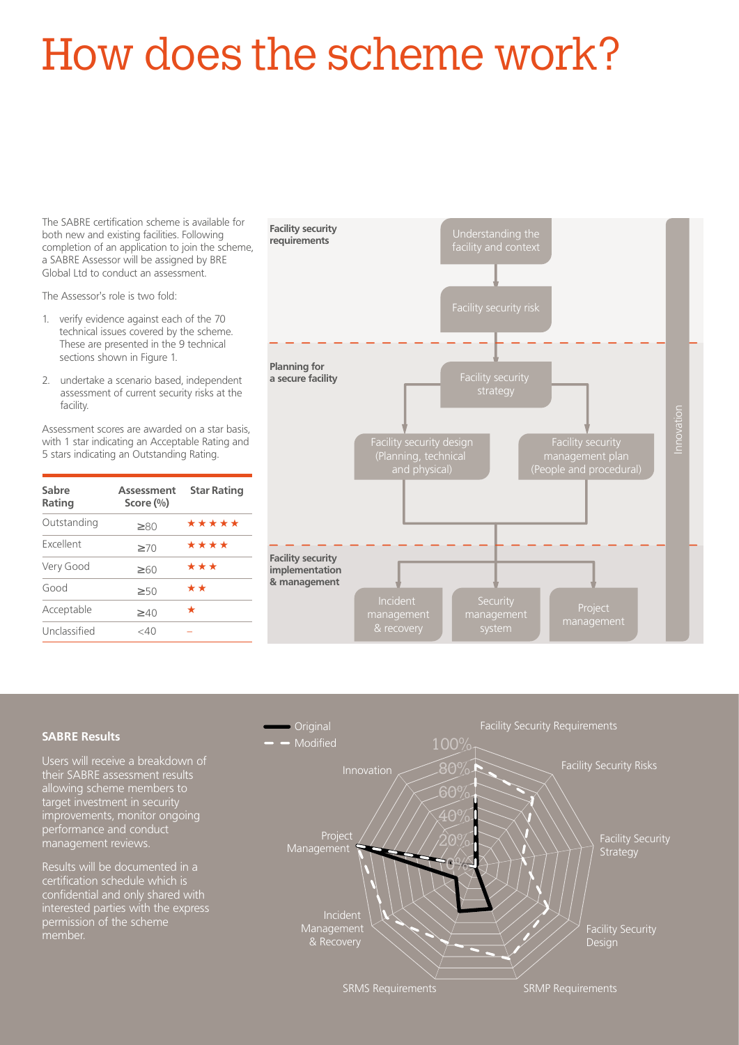# How does the scheme work?

The SABRE certification scheme is available for both new and existing facilities. Following completion of an application to join the scheme, a SABRE Assessor will be assigned by BRE Global Ltd to conduct an assessment.

The Assessor's role is two fold:

1. verify evidence against each of the 70 technical issues covered by the scheme. These are presented in the 9 technical sections shown in Figure 1.
2. undertake a scenario based, independent assessment of current security risks at the facility.

Assessment scores are awarded on a star basis, with 1 star indicating an Acceptable Rating and 5 stars indicating an Outstanding Rating.

| Sabre Rating | Assessment Score (%) | Star Rating |
|---|---|---|
| Outstanding | ≥80 | ★★★★★ |
| Excellent | ≥70 | ★★★★ |
| Very Good | ≥60 | ★★★ |
| Good | ≥50 | ★★ |
| Acceptable | ≥40 | ★ |
| Unclassified | <40 | – |

**Facility security requirements**
- Understanding the facility and context
- Facility security risk

**Planning for a secure facility**
- Facility security strategy
- Facility security design (Planning, technical and physical)
- Facility security management plan (People and procedural)

**Facility security implementation & management**
- Incident management & recovery
- Security management system
- Project management

Innovation

### SABRE Results

Users will receive a breakdown of their SABRE assessment results allowing scheme members to target investment in security improvements, monitor ongoing performance and conduct management reviews.

Results will be documented in a certification schedule which is confidential and only shared with interested parties with the express permission of the scheme member.

Original, Modified: Facility Security Requirements, Facility Security Risks, Facility Security Strategy, Facility Security Design, SRMP Requirements, SRMS Requirements, Incident Management & Recovery, Project Management, Innovation (0%–100%)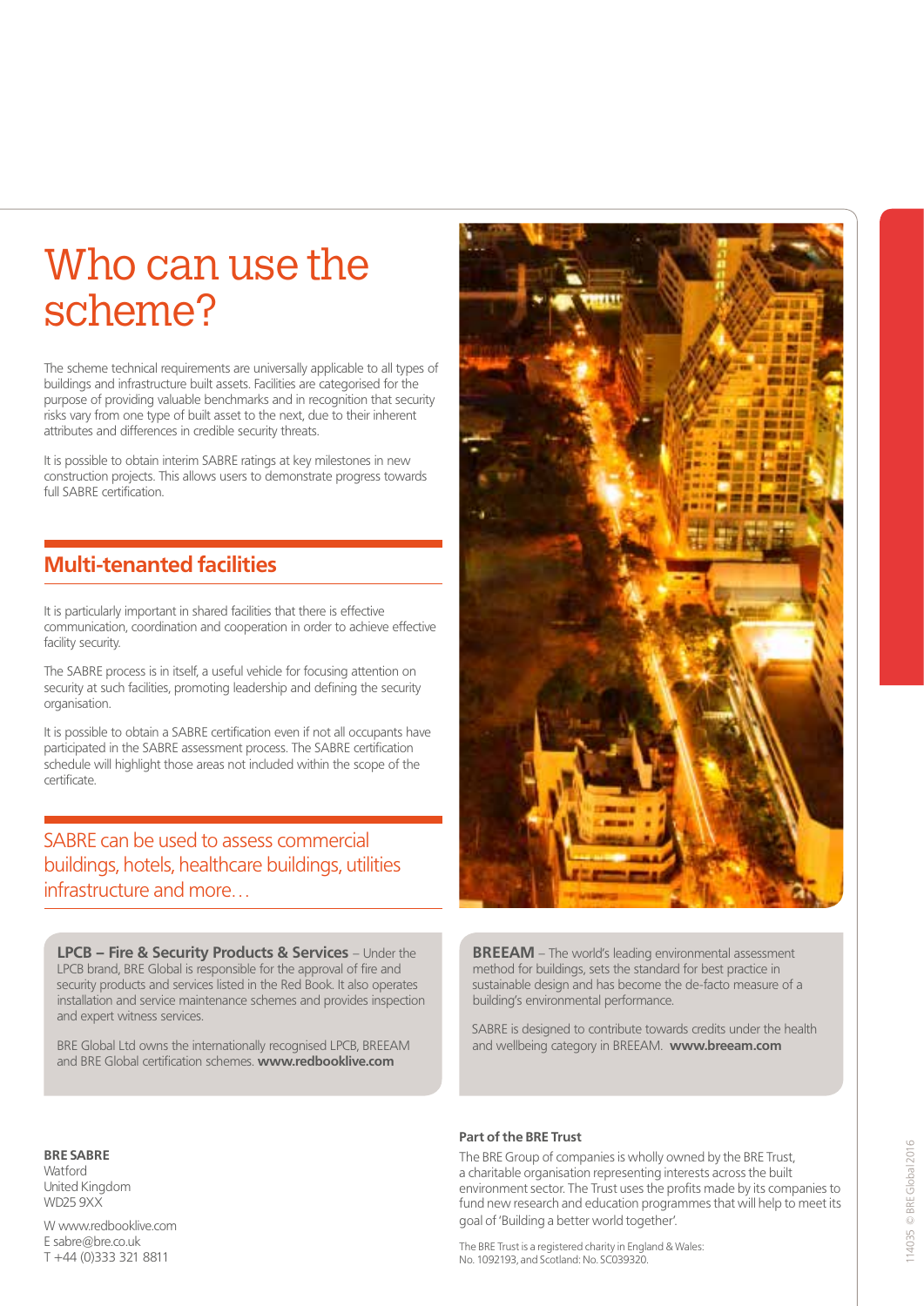# Who can use the scheme?

The scheme technical requirements are universally applicable to all types of buildings and infrastructure built assets. Facilities are categorised for the purpose of providing valuable benchmarks and in recognition that security risks vary from one type of built asset to the next, due to their inherent attributes and differences in credible security threats.

It is possible to obtain interim SABRE ratings at key milestones in new construction projects. This allows users to demonstrate progress towards full SABRE certification.

## Multi-tenanted facilities

It is particularly important in shared facilities that there is effective communication, coordination and cooperation in order to achieve effective facility security.

The SABRE process is in itself, a useful vehicle for focusing attention on security at such facilities, promoting leadership and defining the security organisation.

It is possible to obtain a SABRE certification even if not all occupants have participated in the SABRE assessment process. The SABRE certification schedule will highlight those areas not included within the scope of the certificate.

SABRE can be used to assess commercial buildings, hotels, healthcare buildings, utilities infrastructure and more…

**LPCB – Fire & Security Products & Services** – Under the LPCB brand, BRE Global is responsible for the approval of fire and security products and services listed in the Red Book. It also operates installation and service maintenance schemes and provides inspection and expert witness services.

BRE Global Ltd owns the internationally recognised LPCB, BREEAM and BRE Global certification schemes. **www.redbooklive.com**

**BREEAM** – The world's leading environmental assessment method for buildings, sets the standard for best practice in sustainable design and has become the de-facto measure of a building's environmental performance.

SABRE is designed to contribute towards credits under the health and wellbeing category in BREEAM. **www.breeam.com**

**BRE SABRE**
Watford
United Kingdom
WD25 9XX

W www.redbooklive.com
E sabre@bre.co.uk
T +44 (0)333 321 8811

**Part of the BRE Trust**

The BRE Group of companies is wholly owned by the BRE Trust, a charitable organisation representing interests across the built environment sector. The Trust uses the profits made by its companies to fund new research and education programmes that will help to meet its goal of 'Building a better world together'.

The BRE Trust is a registered charity in England & Wales: No. 1092193, and Scotland: No. SC039320.

114035 © BRE Global 2016